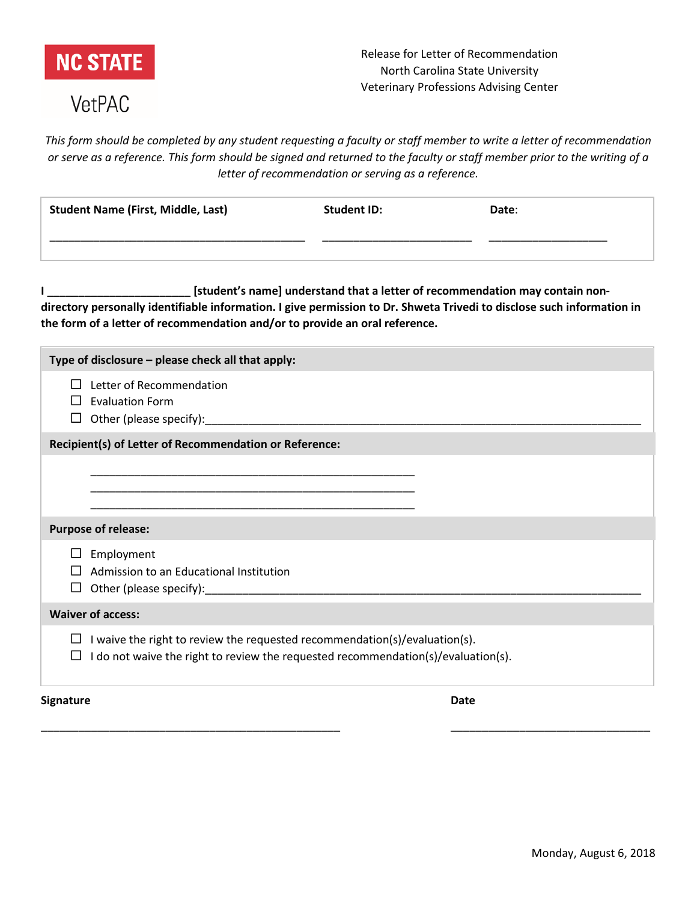**NC STATE**

VetPAC

Release for Letter of Recommendation
North Carolina State University
Veterinary Professions Advising Center

*This form should be completed by any student requesting a faculty or staff member to write a letter of recommendation or serve as a reference. This form should be signed and returned to the faculty or staff member prior to the writing of a letter of recommendation or serving as a reference.*

| **Student Name (First, Middle, Last)** | **Student ID:** | **Date**: |
|---|---|---|
| ________________________________________ | _______________________ | __________________ |

**I ______________________ [student's name] understand that a letter of recommendation may contain non-directory personally identifiable information. I give permission to Dr. Shweta Trivedi to disclose such information in the form of a letter of recommendation and/or to provide an oral reference.**

**Type of disclosure – please check all that apply:**

- ☐ Letter of Recommendation
- ☐ Evaluation Form
- ☐ Other (please specify):______________________________________________________________________

**Recipient(s) of Letter of Recommendation or Reference:**

__________________________________________________
__________________________________________________
__________________________________________________

**Purpose of release:**

- ☐ Employment
- ☐ Admission to an Educational Institution
- ☐ Other (please specify):______________________________________________________________________

**Waiver of access:**

- ☐ I waive the right to review the requested recommendation(s)/evaluation(s).
- ☐ I do not waive the right to review the requested recommendation(s)/evaluation(s).

**Signature** ______________________________________________

**Date** ________________________________

Monday, August 6, 2018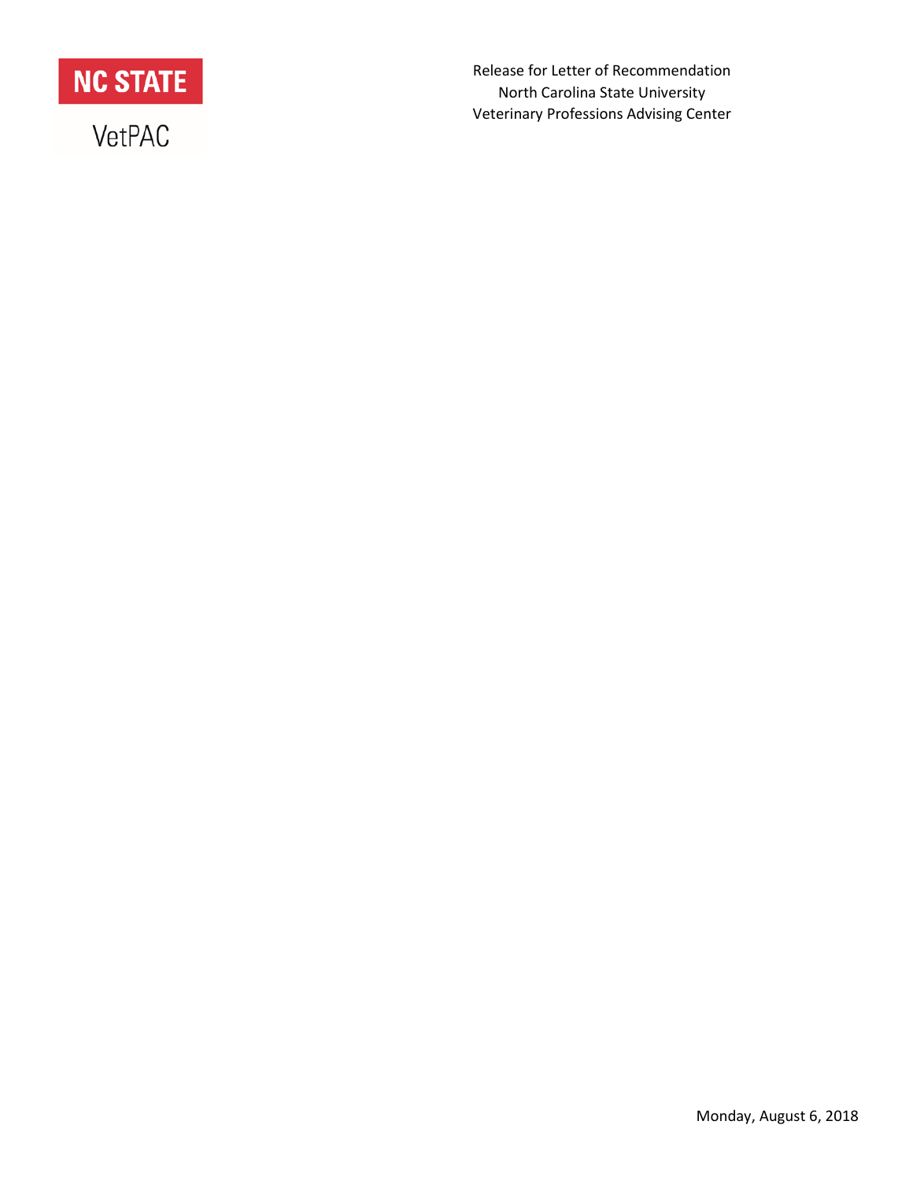NC STATE

VetPAC

Release for Letter of Recommendation
North Carolina State University
Veterinary Professions Advising Center

Monday, August 6, 2018